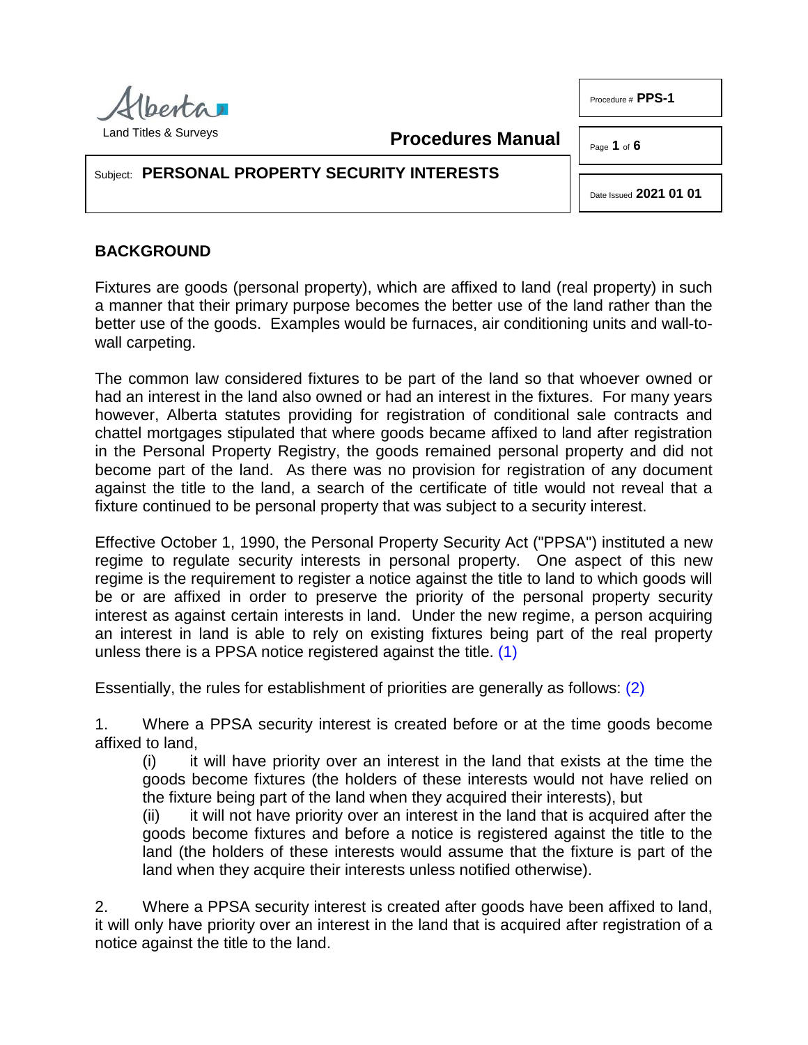Land Titles & Surveys

**Procedures Manual**

Procedure # **PPS-1**

Subject: **PERSONAL PROPERTY SECURITY INTERESTS**

Date Issued **2021 01 01**

## BACKGROUND

Fixtures are goods (personal property), which are affixed to land (real property) in such a manner that their primary purpose becomes the better use of the land rather than the better use of the goods. Examples would be furnaces, air conditioning units and wall-to-wall carpeting.

The common law considered fixtures to be part of the land so that whoever owned or had an interest in the land also owned or had an interest in the fixtures. For many years however, Alberta statutes providing for registration of conditional sale contracts and chattel mortgages stipulated that where goods became affixed to land after registration in the Personal Property Registry, the goods remained personal property and did not become part of the land. As there was no provision for registration of any document against the title to the land, a search of the certificate of title would not reveal that a fixture continued to be personal property that was subject to a security interest.

Effective October 1, 1990, the Personal Property Security Act ("PPSA") instituted a new regime to regulate security interests in personal property. One aspect of this new regime is the requirement to register a notice against the title to land to which goods will be or are affixed in order to preserve the priority of the personal property security interest as against certain interests in land. Under the new regime, a person acquiring an interest in land is able to rely on existing fixtures being part of the real property unless there is a PPSA notice registered against the title. (1)

Essentially, the rules for establishment of priorities are generally as follows: (2)

1. Where a PPSA security interest is created before or at the time goods become affixed to land,
   (i) it will have priority over an interest in the land that exists at the time the goods become fixtures (the holders of these interests would not have relied on the fixture being part of the land when they acquired their interests), but
   (ii) it will not have priority over an interest in the land that is acquired after the goods become fixtures and before a notice is registered against the title to the land (the holders of these interests would assume that the fixture is part of the land when they acquire their interests unless notified otherwise).

2. Where a PPSA security interest is created after goods have been affixed to land, it will only have priority over an interest in the land that is acquired after registration of a notice against the title to the land.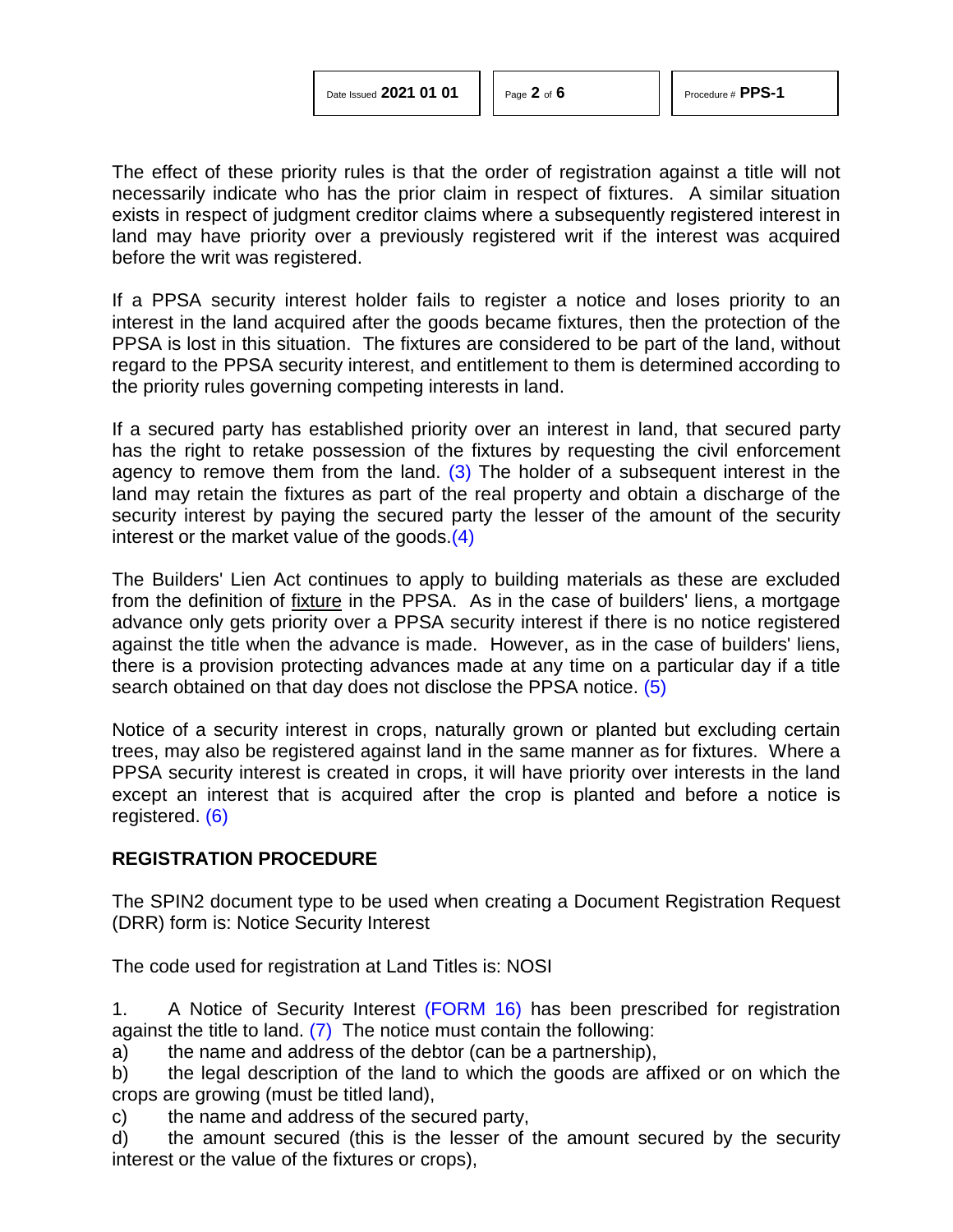The effect of these priority rules is that the order of registration against a title will not necessarily indicate who has the prior claim in respect of fixtures. A similar situation exists in respect of judgment creditor claims where a subsequently registered interest in land may have priority over a previously registered writ if the interest was acquired before the writ was registered.

If a PPSA security interest holder fails to register a notice and loses priority to an interest in the land acquired after the goods became fixtures, then the protection of the PPSA is lost in this situation. The fixtures are considered to be part of the land, without regard to the PPSA security interest, and entitlement to them is determined according to the priority rules governing competing interests in land.

If a secured party has established priority over an interest in land, that secured party has the right to retake possession of the fixtures by requesting the civil enforcement agency to remove them from the land. (3) The holder of a subsequent interest in the land may retain the fixtures as part of the real property and obtain a discharge of the security interest by paying the secured party the lesser of the amount of the security interest or the market value of the goods.(4)

The Builders' Lien Act continues to apply to building materials as these are excluded from the definition of fixture in the PPSA. As in the case of builders' liens, a mortgage advance only gets priority over a PPSA security interest if there is no notice registered against the title when the advance is made. However, as in the case of builders' liens, there is a provision protecting advances made at any time on a particular day if a title search obtained on that day does not disclose the PPSA notice. (5)

Notice of a security interest in crops, naturally grown or planted but excluding certain trees, may also be registered against land in the same manner as for fixtures. Where a PPSA security interest is created in crops, it will have priority over interests in the land except an interest that is acquired after the crop is planted and before a notice is registered. (6)

## REGISTRATION PROCEDURE

The SPIN2 document type to be used when creating a Document Registration Request (DRR) form is: Notice Security Interest

The code used for registration at Land Titles is: NOSI

1. A Notice of Security Interest (FORM 16) has been prescribed for registration against the title to land. (7) The notice must contain the following:

a) the name and address of the debtor (can be a partnership),

b) the legal description of the land to which the goods are affixed or on which the crops are growing (must be titled land),

c) the name and address of the secured party,

d) the amount secured (this is the lesser of the amount secured by the security interest or the value of the fixtures or crops),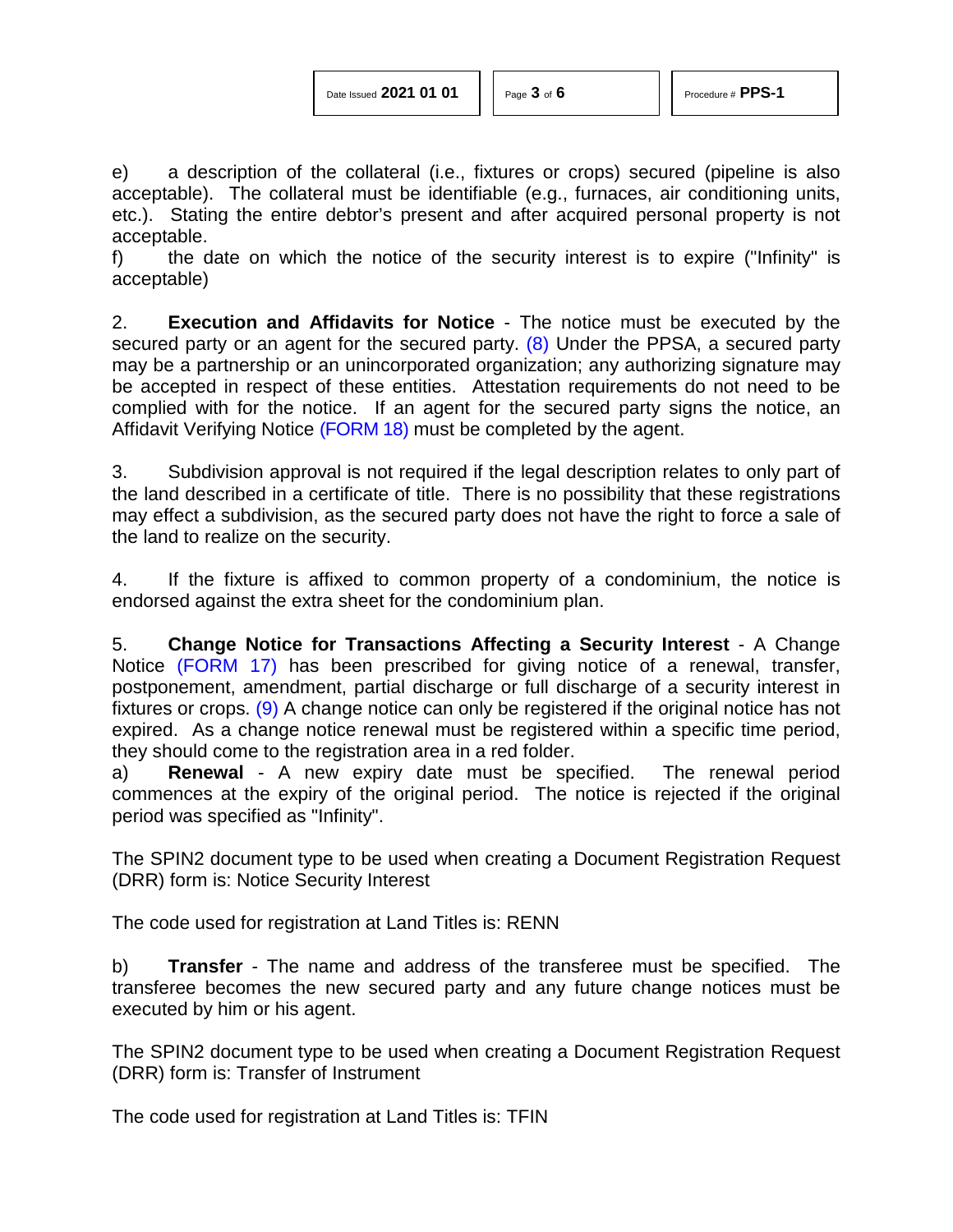e) a description of the collateral (i.e., fixtures or crops) secured (pipeline is also acceptable). The collateral must be identifiable (e.g., furnaces, air conditioning units, etc.). Stating the entire debtor's present and after acquired personal property is not acceptable.

f) the date on which the notice of the security interest is to expire ("Infinity" is acceptable)

2. **Execution and Affidavits for Notice** - The notice must be executed by the secured party or an agent for the secured party. (8) Under the PPSA, a secured party may be a partnership or an unincorporated organization; any authorizing signature may be accepted in respect of these entities. Attestation requirements do not need to be complied with for the notice. If an agent for the secured party signs the notice, an Affidavit Verifying Notice (FORM 18) must be completed by the agent.

3. Subdivision approval is not required if the legal description relates to only part of the land described in a certificate of title. There is no possibility that these registrations may effect a subdivision, as the secured party does not have the right to force a sale of the land to realize on the security.

4. If the fixture is affixed to common property of a condominium, the notice is endorsed against the extra sheet for the condominium plan.

5. **Change Notice for Transactions Affecting a Security Interest** - A Change Notice (FORM 17) has been prescribed for giving notice of a renewal, transfer, postponement, amendment, partial discharge or full discharge of a security interest in fixtures or crops. (9) A change notice can only be registered if the original notice has not expired. As a change notice renewal must be registered within a specific time period, they should come to the registration area in a red folder.

a) **Renewal** - A new expiry date must be specified. The renewal period commences at the expiry of the original period. The notice is rejected if the original period was specified as "Infinity".

The SPIN2 document type to be used when creating a Document Registration Request (DRR) form is: Notice Security Interest

The code used for registration at Land Titles is: RENN

b) **Transfer** - The name and address of the transferee must be specified. The transferee becomes the new secured party and any future change notices must be executed by him or his agent.

The SPIN2 document type to be used when creating a Document Registration Request (DRR) form is: Transfer of Instrument

The code used for registration at Land Titles is: TFIN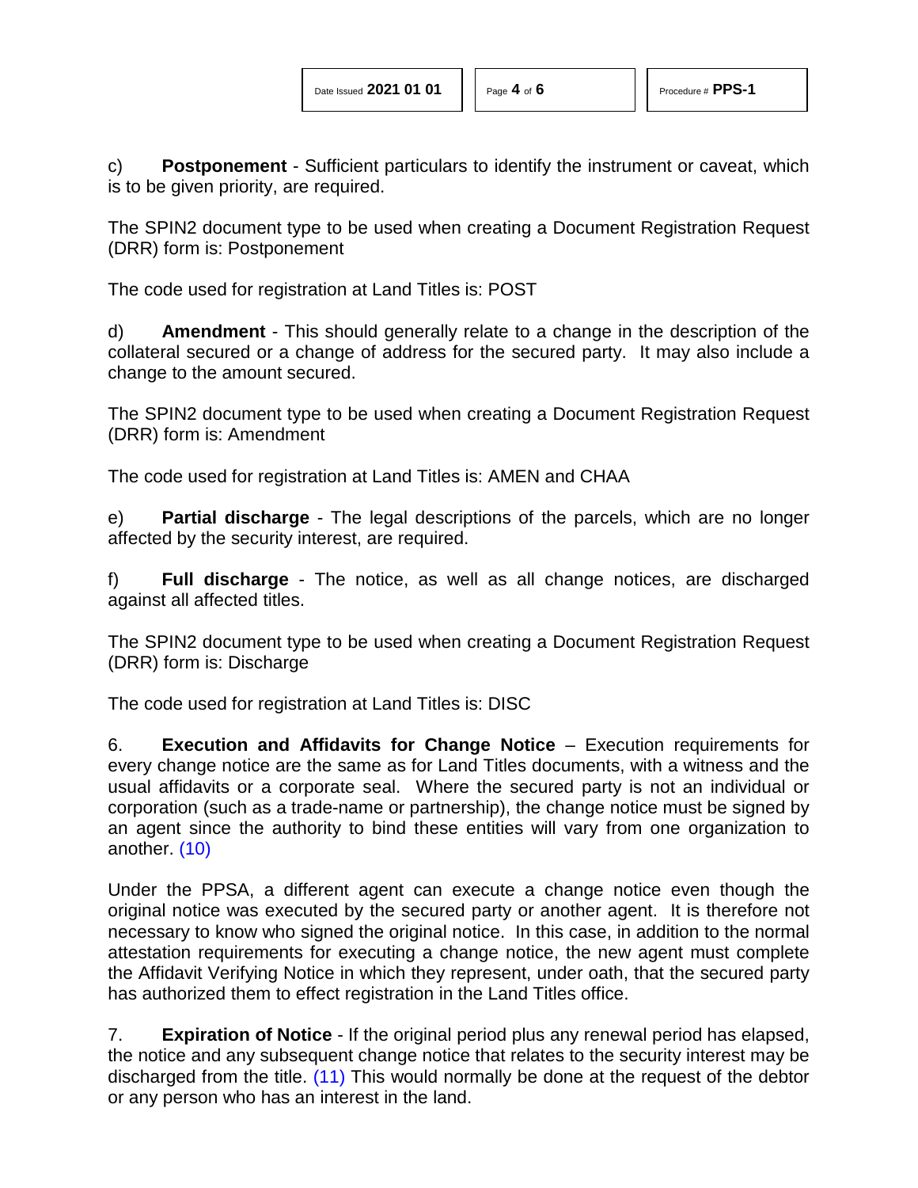c) **Postponement** - Sufficient particulars to identify the instrument or caveat, which is to be given priority, are required.

The SPIN2 document type to be used when creating a Document Registration Request (DRR) form is: Postponement

The code used for registration at Land Titles is: POST

d) **Amendment** - This should generally relate to a change in the description of the collateral secured or a change of address for the secured party. It may also include a change to the amount secured.

The SPIN2 document type to be used when creating a Document Registration Request (DRR) form is: Amendment

The code used for registration at Land Titles is: AMEN and CHAA

e) **Partial discharge** - The legal descriptions of the parcels, which are no longer affected by the security interest, are required.

f) **Full discharge** - The notice, as well as all change notices, are discharged against all affected titles.

The SPIN2 document type to be used when creating a Document Registration Request (DRR) form is: Discharge

The code used for registration at Land Titles is: DISC

6. **Execution and Affidavits for Change Notice** – Execution requirements for every change notice are the same as for Land Titles documents, with a witness and the usual affidavits or a corporate seal. Where the secured party is not an individual or corporation (such as a trade-name or partnership), the change notice must be signed by an agent since the authority to bind these entities will vary from one organization to another. (10)

Under the PPSA, a different agent can execute a change notice even though the original notice was executed by the secured party or another agent. It is therefore not necessary to know who signed the original notice. In this case, in addition to the normal attestation requirements for executing a change notice, the new agent must complete the Affidavit Verifying Notice in which they represent, under oath, that the secured party has authorized them to effect registration in the Land Titles office.

7. **Expiration of Notice** - If the original period plus any renewal period has elapsed, the notice and any subsequent change notice that relates to the security interest may be discharged from the title. (11) This would normally be done at the request of the debtor or any person who has an interest in the land.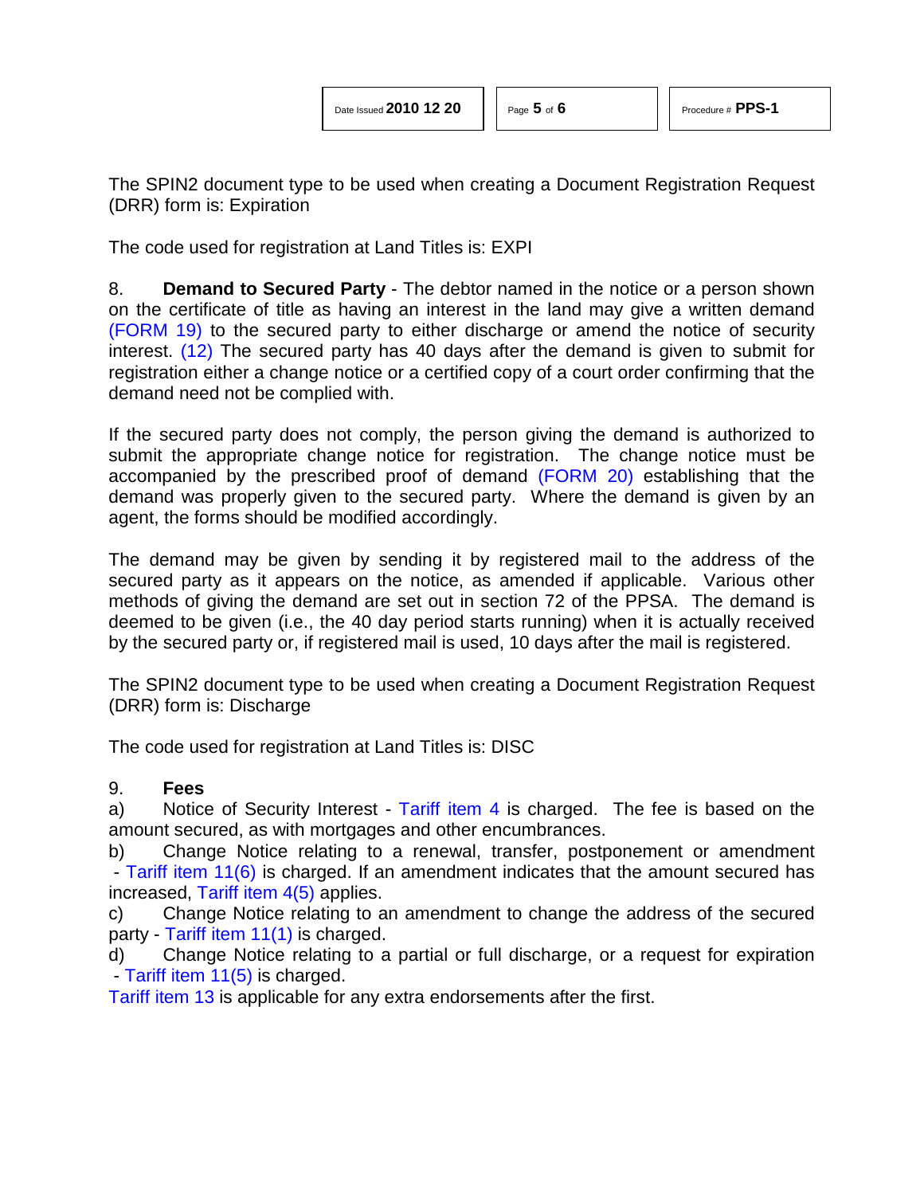The SPIN2 document type to be used when creating a Document Registration Request (DRR) form is: Expiration

The code used for registration at Land Titles is: EXPI

8. **Demand to Secured Party** - The debtor named in the notice or a person shown on the certificate of title as having an interest in the land may give a written demand (FORM 19) to the secured party to either discharge or amend the notice of security interest. (12) The secured party has 40 days after the demand is given to submit for registration either a change notice or a certified copy of a court order confirming that the demand need not be complied with.

If the secured party does not comply, the person giving the demand is authorized to submit the appropriate change notice for registration. The change notice must be accompanied by the prescribed proof of demand (FORM 20) establishing that the demand was properly given to the secured party. Where the demand is given by an agent, the forms should be modified accordingly.

The demand may be given by sending it by registered mail to the address of the secured party as it appears on the notice, as amended if applicable. Various other methods of giving the demand are set out in section 72 of the PPSA. The demand is deemed to be given (i.e., the 40 day period starts running) when it is actually received by the secured party or, if registered mail is used, 10 days after the mail is registered.

The SPIN2 document type to be used when creating a Document Registration Request (DRR) form is: Discharge

The code used for registration at Land Titles is: DISC

9. **Fees**

a) Notice of Security Interest - Tariff item 4 is charged. The fee is based on the amount secured, as with mortgages and other encumbrances.

b) Change Notice relating to a renewal, transfer, postponement or amendment - Tariff item 11(6) is charged. If an amendment indicates that the amount secured has increased, Tariff item 4(5) applies.

c) Change Notice relating to an amendment to change the address of the secured party - Tariff item 11(1) is charged.

d) Change Notice relating to a partial or full discharge, or a request for expiration - Tariff item 11(5) is charged.

Tariff item 13 is applicable for any extra endorsements after the first.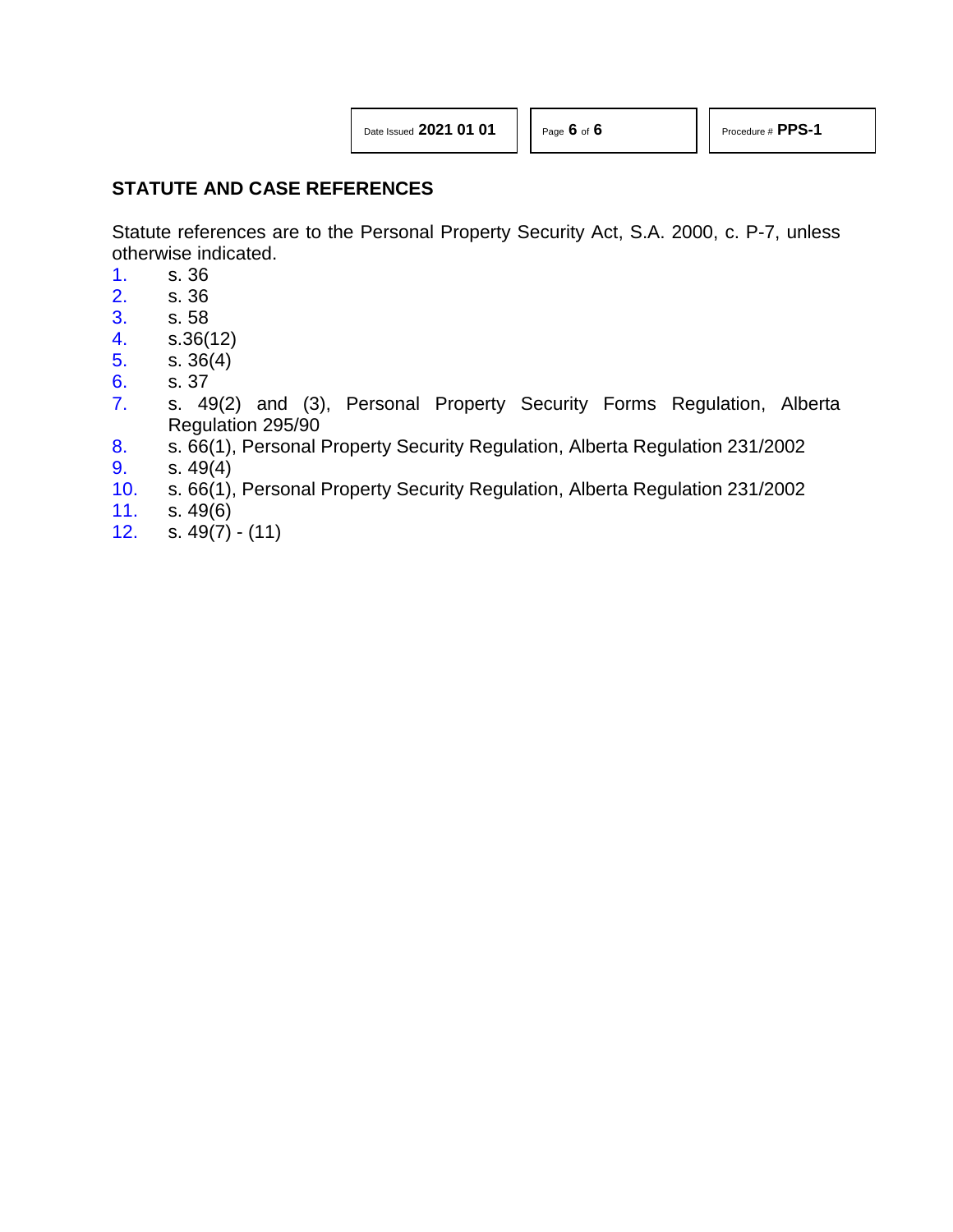## STATUTE AND CASE REFERENCES

Statute references are to the Personal Property Security Act, S.A. 2000, c. P-7, unless otherwise indicated.

1. s. 36
2. s. 36
3. s. 58
4. s.36(12)
5. s. 36(4)
6. s. 37
7. s. 49(2) and (3), Personal Property Security Forms Regulation, Alberta Regulation 295/90
8. s. 66(1), Personal Property Security Regulation, Alberta Regulation 231/2002
9. s. 49(4)
10. s. 66(1), Personal Property Security Regulation, Alberta Regulation 231/2002
11. s. 49(6)
12. s. 49(7) - (11)